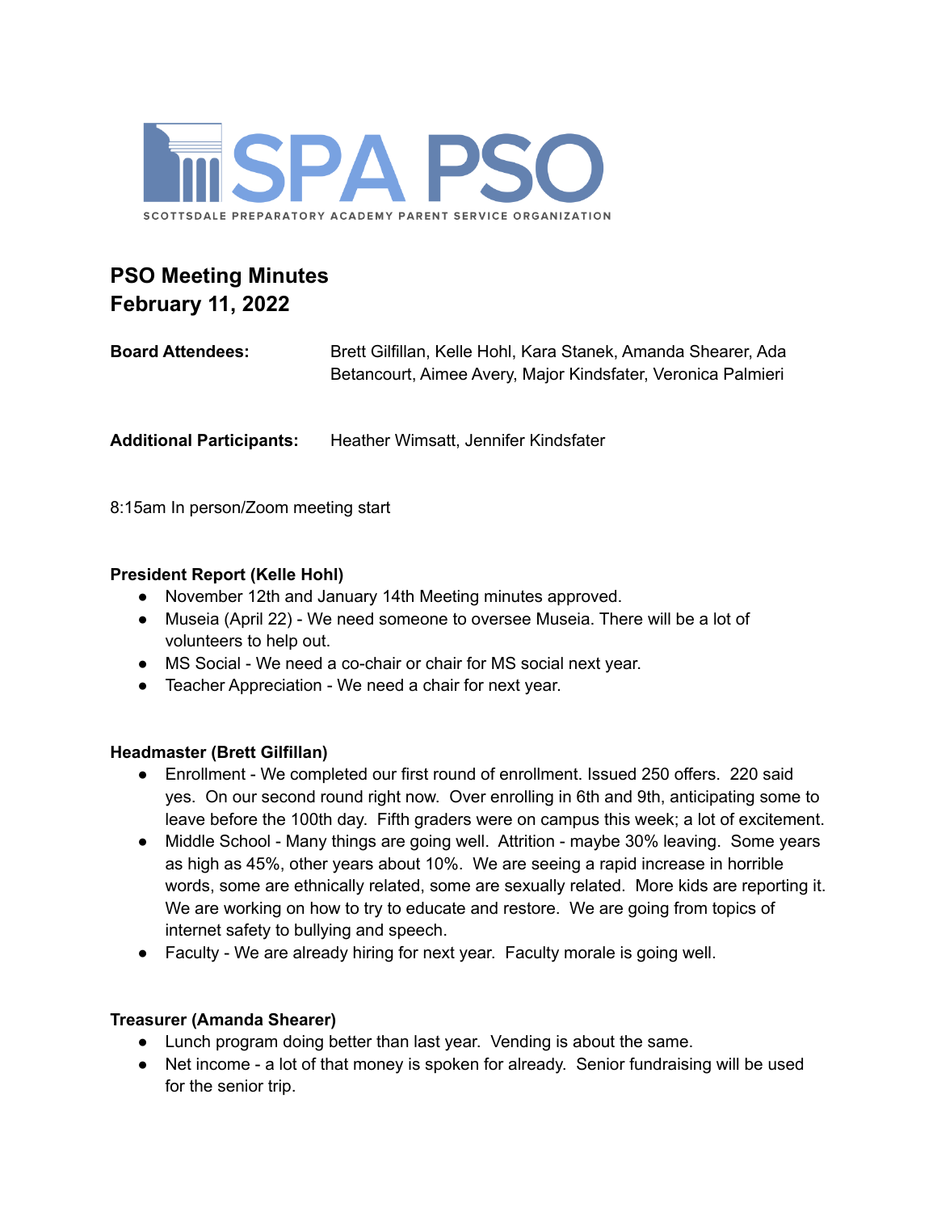SPA PSO

SCOTTSDALE PREPARATORY ACADEMY PARENT SERVICE ORGANIZATION

## PSO Meeting Minutes
## February 11, 2022

**Board Attendees:** Brett Gilfillan, Kelle Hohl, Kara Stanek, Amanda Shearer, Ada Betancourt, Aimee Avery, Major Kindsfater, Veronica Palmieri

**Additional Participants:** Heather Wimsatt, Jennifer Kindsfater

8:15am In person/Zoom meeting start

### President Report (Kelle Hohl)

- November 12th and January 14th Meeting minutes approved.
- Museia (April 22) - We need someone to oversee Museia. There will be a lot of volunteers to help out.
- MS Social - We need a co-chair or chair for MS social next year.
- Teacher Appreciation - We need a chair for next year.

### Headmaster (Brett Gilfillan)

- Enrollment - We completed our first round of enrollment. Issued 250 offers. 220 said yes. On our second round right now. Over enrolling in 6th and 9th, anticipating some to leave before the 100th day. Fifth graders were on campus this week; a lot of excitement.
- Middle School - Many things are going well. Attrition - maybe 30% leaving. Some years as high as 45%, other years about 10%. We are seeing a rapid increase in horrible words, some are ethnically related, some are sexually related. More kids are reporting it. We are working on how to try to educate and restore. We are going from topics of internet safety to bullying and speech.
- Faculty - We are already hiring for next year. Faculty morale is going well.

### Treasurer (Amanda Shearer)

- Lunch program doing better than last year. Vending is about the same.
- Net income - a lot of that money is spoken for already. Senior fundraising will be used for the senior trip.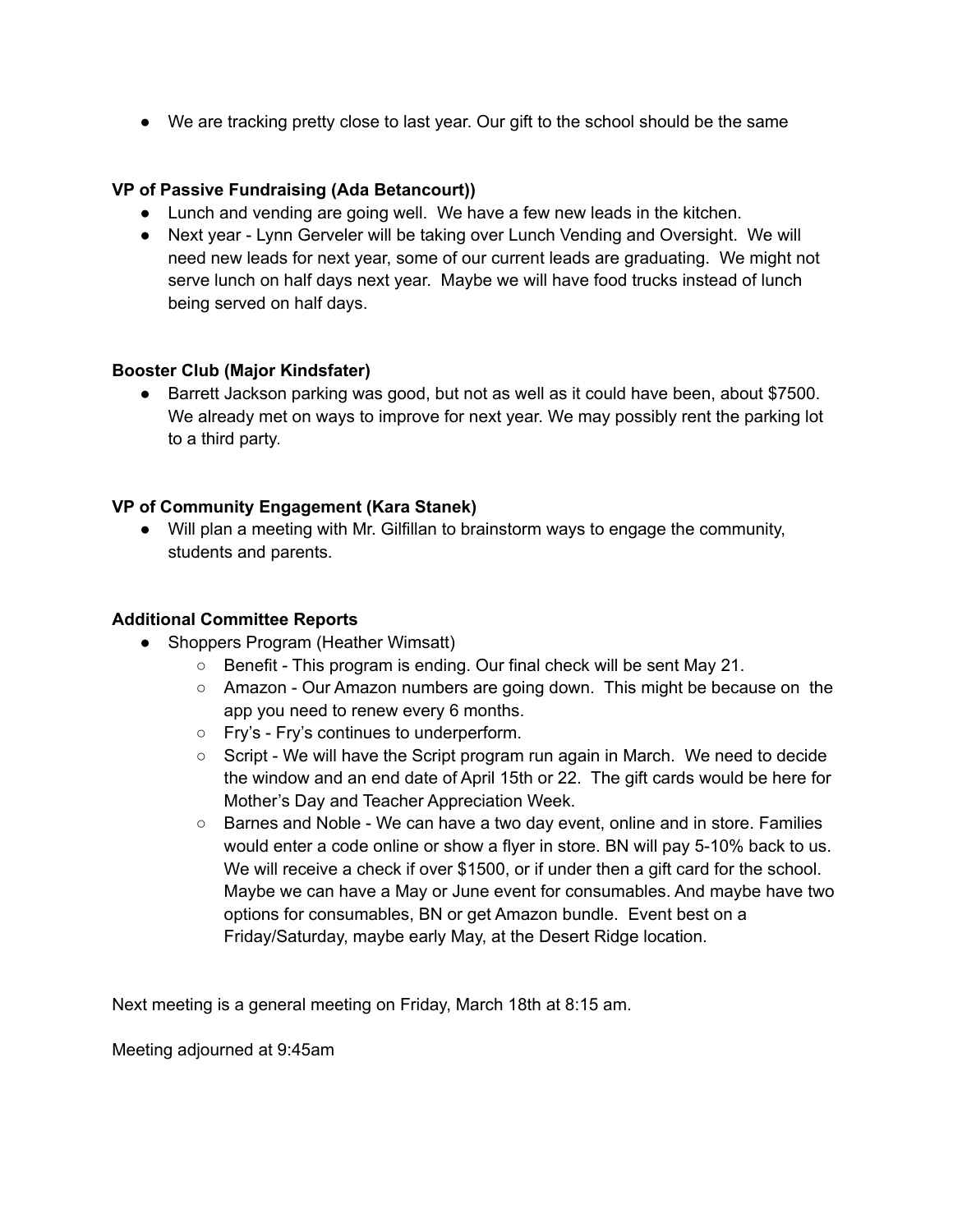- We are tracking pretty close to last year. Our gift to the school should be the same

**VP of Passive Fundraising (Ada Betancourt))**

- Lunch and vending are going well.  We have a few new leads in the kitchen.
- Next year - Lynn Gerveler will be taking over Lunch Vending and Oversight.  We will need new leads for next year, some of our current leads are graduating.  We might not serve lunch on half days next year.  Maybe we will have food trucks instead of lunch being served on half days.

**Booster Club (Major Kindsfater)**

- Barrett Jackson parking was good, but not as well as it could have been, about $7500. We already met on ways to improve for next year. We may possibly rent the parking lot to a third party.

**VP of Community Engagement (Kara Stanek)**

- Will plan a meeting with Mr. Gilfillan to brainstorm ways to engage the community, students and parents.

**Additional Committee Reports**

- Shoppers Program (Heather Wimsatt)
    - Benefit - This program is ending. Our final check will be sent May 21.
    - Amazon - Our Amazon numbers are going down.  This might be because on  the app you need to renew every 6 months.
    - Fry's - Fry's continues to underperform.
    - Script - We will have the Script program run again in March.  We need to decide the window and an end date of April 15th or 22.  The gift cards would be here for Mother's Day and Teacher Appreciation Week.
    - Barnes and Noble - We can have a two day event, online and in store. Families would enter a code online or show a flyer in store. BN will pay 5-10% back to us. We will receive a check if over $1500, or if under then a gift card for the school. Maybe we can have a May or June event for consumables. And maybe have two options for consumables, BN or get Amazon bundle.  Event best on a Friday/Saturday, maybe early May, at the Desert Ridge location.

Next meeting is a general meeting on Friday, March 18th at 8:15 am.

Meeting adjourned at 9:45am